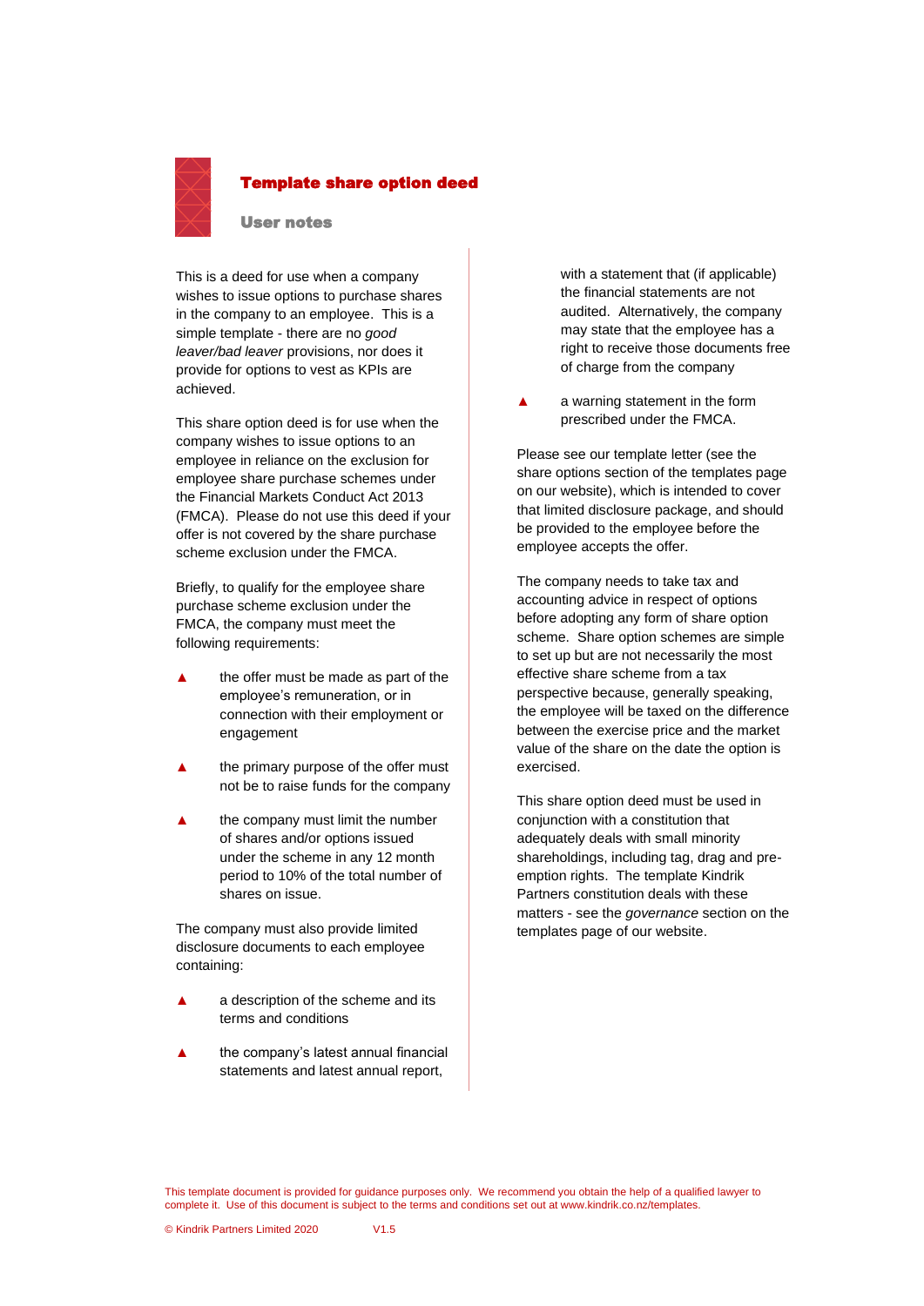# Template share option deed

## User notes

This is a deed for use when a company wishes to issue options to purchase shares in the company to an employee. This is a simple template - there are no *good leaver/bad leaver* provisions, nor does it provide for options to vest as KPIs are achieved.

This share option deed is for use when the company wishes to issue options to an employee in reliance on the exclusion for employee share purchase schemes under the Financial Markets Conduct Act 2013 (FMCA). Please do not use this deed if your offer is not covered by the share purchase scheme exclusion under the FMCA.

Briefly, to qualify for the employee share purchase scheme exclusion under the FMCA, the company must meet the following requirements:

- the offer must be made as part of the employee's remuneration, or in connection with their employment or engagement
- the primary purpose of the offer must not be to raise funds for the company
- the company must limit the number of shares and/or options issued under the scheme in any 12 month period to 10% of the total number of shares on issue.

The company must also provide limited disclosure documents to each employee containing:

- a description of the scheme and its terms and conditions
- the company's latest annual financial statements and latest annual report, with a statement that (if applicable) the financial statements are not audited. Alternatively, the company may state that the employee has a right to receive those documents free of charge from the company
- a warning statement in the form prescribed under the FMCA.

Please see our template letter (see the share options section of the templates page on our website), which is intended to cover that limited disclosure package, and should be provided to the employee before the employee accepts the offer.

The company needs to take tax and accounting advice in respect of options before adopting any form of share option scheme. Share option schemes are simple to set up but are not necessarily the most effective share scheme from a tax perspective because, generally speaking, the employee will be taxed on the difference between the exercise price and the market value of the share on the date the option is exercised.

This share option deed must be used in conjunction with a constitution that adequately deals with small minority shareholdings, including tag, drag and pre-emption rights. The template Kindrik Partners constitution deals with these matters - see the *governance* section on the templates page of our website.

This template document is provided for guidance purposes only. We recommend you obtain the help of a qualified lawyer to complete it. Use of this document is subject to the terms and conditions set out at www.kindrik.co.nz/templates.

© Kindrik Partners Limited 2020 V1.5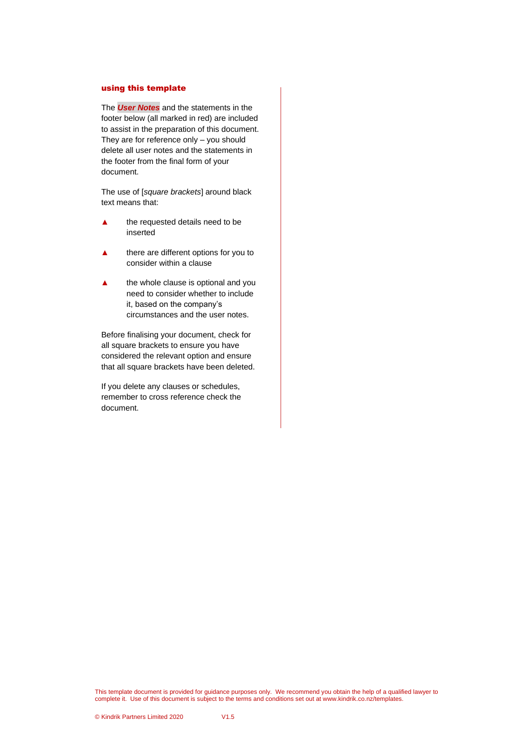## using this template

The ***User Notes*** and the statements in the footer below (all marked in red) are included to assist in the preparation of this document. They are for reference only – you should delete all user notes and the statements in the footer from the final form of your document.

The use of [*square brackets*] around black text means that:

- the requested details need to be inserted
- there are different options for you to consider within a clause
- the whole clause is optional and you need to consider whether to include it, based on the company's circumstances and the user notes.

Before finalising your document, check for all square brackets to ensure you have considered the relevant option and ensure that all square brackets have been deleted.

If you delete any clauses or schedules, remember to cross reference check the document.

This template document is provided for guidance purposes only. We recommend you obtain the help of a qualified lawyer to complete it. Use of this document is subject to the terms and conditions set out at www.kindrik.co.nz/templates.

© Kindrik Partners Limited 2020 V1.5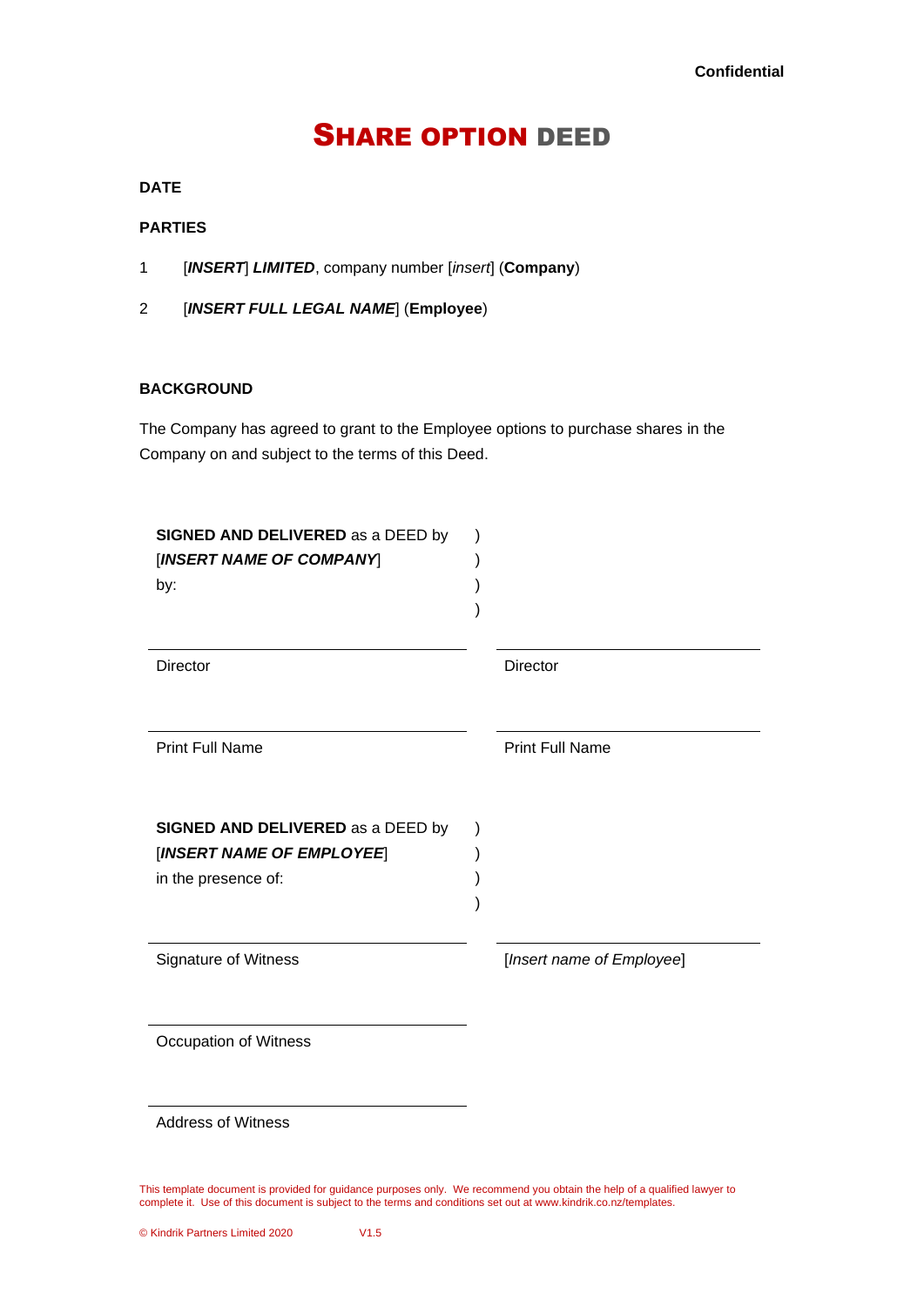# SHARE OPTION DEED

**DATE**

**PARTIES**

1 [***INSERT***] ***LIMITED***, company number [*insert*] (**Company**)

2 [***INSERT FULL LEGAL NAME***] (**Employee**)

**BACKGROUND**

The Company has agreed to grant to the Employee options to purchase shares in the Company on and subject to the terms of this Deed.

**SIGNED AND DELIVERED** as a DEED by )
[***INSERT NAME OF COMPANY***] )
by: )
)

| | |
|---|---|
| Director | Director |
| Print Full Name | Print Full Name |

**SIGNED AND DELIVERED** as a DEED by )
[***INSERT NAME OF EMPLOYEE***] )
in the presence of: )
)

| | |
|---|---|
| Signature of Witness | [*Insert name of Employee*] |
| Occupation of Witness | |
| Address of Witness | |

This template document is provided for guidance purposes only. We recommend you obtain the help of a qualified lawyer to complete it. Use of this document is subject to the terms and conditions set out at www.kindrik.co.nz/templates.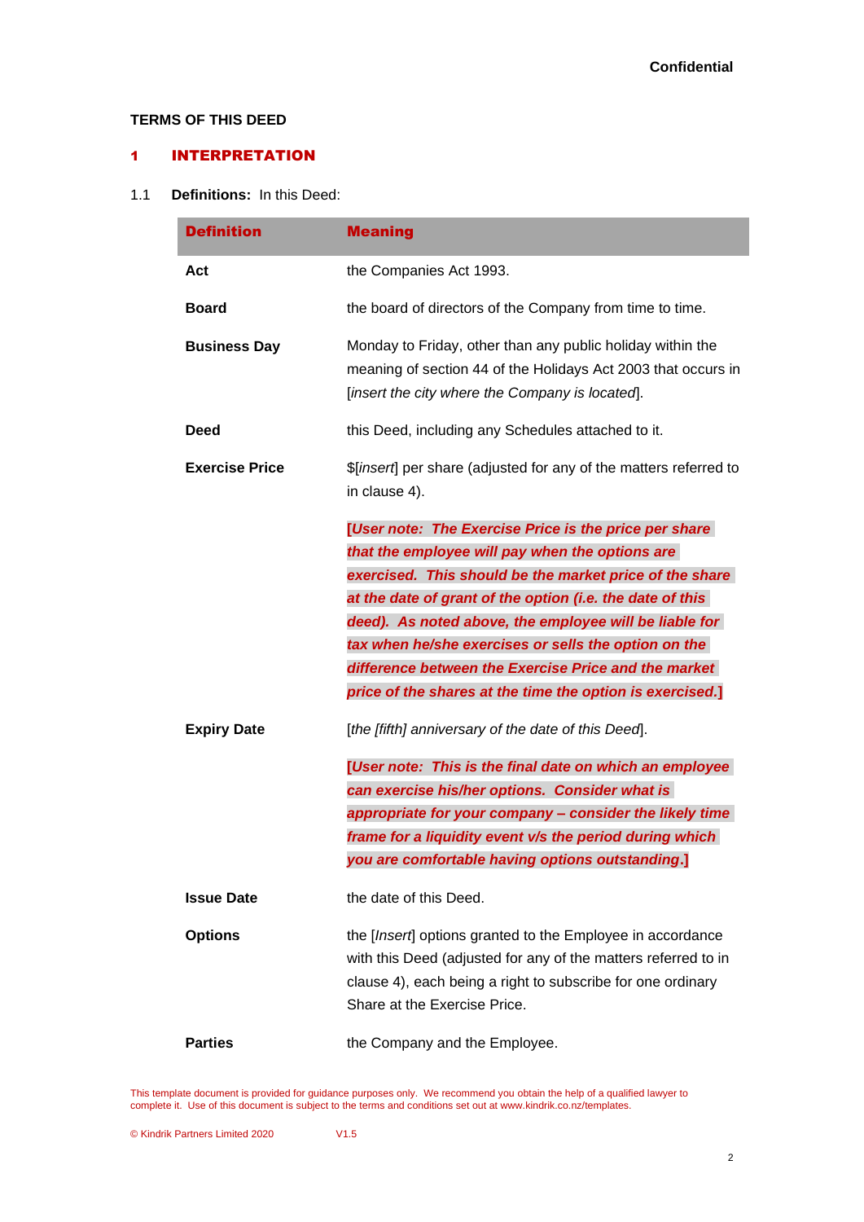**TERMS OF THIS DEED**

## 1 INTERPRETATION

1.1 **Definitions:** In this Deed:

| Definition | Meaning |
|---|---|
| **Act** | the Companies Act 1993. |
| **Board** | the board of directors of the Company from time to time. |
| **Business Day** | Monday to Friday, other than any public holiday within the meaning of section 44 of the Holidays Act 2003 that occurs in [*insert the city where the Company is located*]. |
| **Deed** | this Deed, including any Schedules attached to it. |
| **Exercise Price** | $[*insert*] per share (adjusted for any of the matters referred to in clause 4).<br><br>***[User note: The Exercise Price is the price per share that the employee will pay when the options are exercised. This should be the market price of the share at the date of grant of the option (i.e. the date of this deed). As noted above, the employee will be liable for tax when he/she exercises or sells the option on the difference between the Exercise Price and the market price of the shares at the time the option is exercised.]*** |
| **Expiry Date** | [*the [fifth] anniversary of the date of this Deed*].<br><br>***[User note: This is the final date on which an employee can exercise his/her options. Consider what is appropriate for your company – consider the likely time frame for a liquidity event v/s the period during which you are comfortable having options outstanding.]*** |
| **Issue Date** | the date of this Deed. |
| **Options** | the [*Insert*] options granted to the Employee in accordance with this Deed (adjusted for any of the matters referred to in clause 4), each being a right to subscribe for one ordinary Share at the Exercise Price. |
| **Parties** | the Company and the Employee. |

This template document is provided for guidance purposes only. We recommend you obtain the help of a qualified lawyer to complete it. Use of this document is subject to the terms and conditions set out at www.kindrik.co.nz/templates.

© Kindrik Partners Limited 2020 V1.5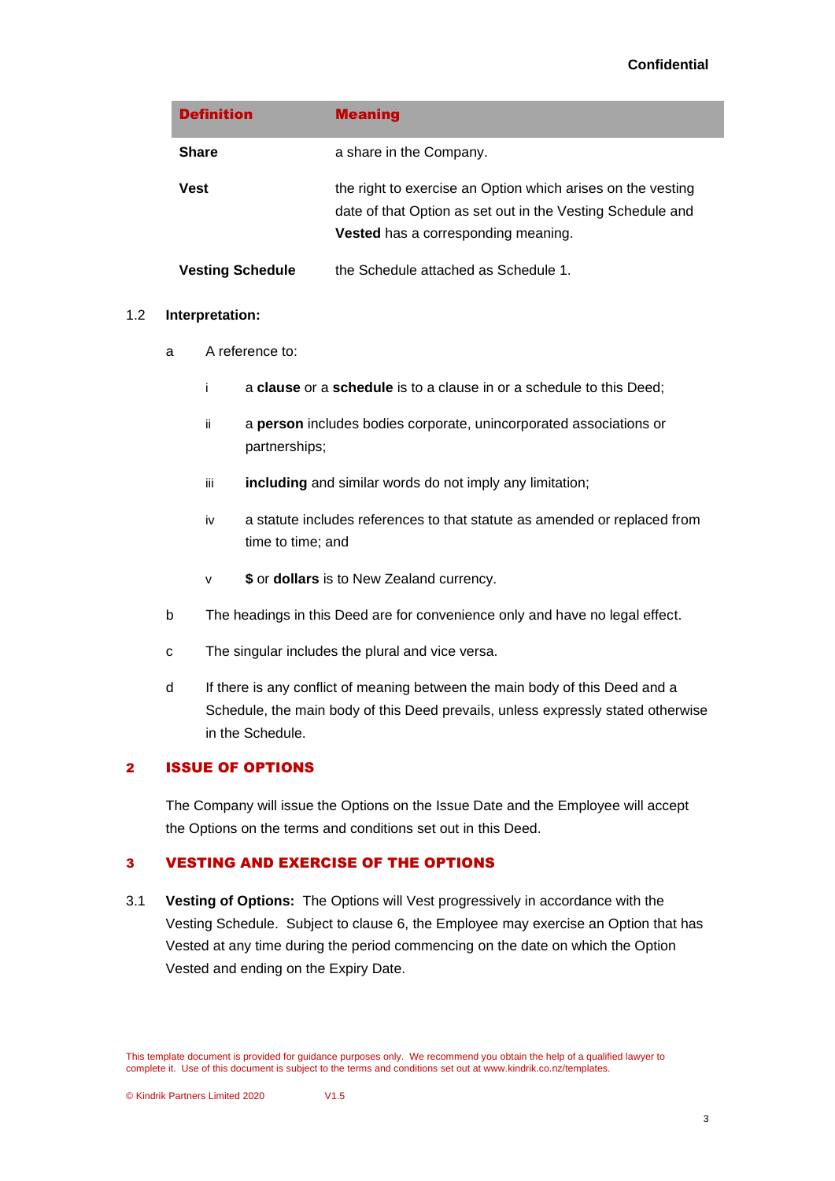| Definition | Meaning |
|---|---|
| **Share** | a share in the Company. |
| **Vest** | the right to exercise an Option which arises on the vesting date of that Option as set out in the Vesting Schedule and **Vested** has a corresponding meaning. |
| **Vesting Schedule** | the Schedule attached as Schedule 1. |

1.2 **Interpretation:**

a A reference to:

i a **clause** or a **schedule** is to a clause in or a schedule to this Deed;

ii a **person** includes bodies corporate, unincorporated associations or partnerships;

iii **including** and similar words do not imply any limitation;

iv a statute includes references to that statute as amended or replaced from time to time; and

v **$** or **dollars** is to New Zealand currency.

b The headings in this Deed are for convenience only and have no legal effect.

c The singular includes the plural and vice versa.

d If there is any conflict of meaning between the main body of this Deed and a Schedule, the main body of this Deed prevails, unless expressly stated otherwise in the Schedule.

## 2 ISSUE OF OPTIONS

The Company will issue the Options on the Issue Date and the Employee will accept the Options on the terms and conditions set out in this Deed.

## 3 VESTING AND EXERCISE OF THE OPTIONS

3.1 **Vesting of Options:** The Options will Vest progressively in accordance with the Vesting Schedule. Subject to clause 6, the Employee may exercise an Option that has Vested at any time during the period commencing on the date on which the Option Vested and ending on the Expiry Date.

This template document is provided for guidance purposes only. We recommend you obtain the help of a qualified lawyer to complete it. Use of this document is subject to the terms and conditions set out at www.kindrik.co.nz/templates.

© Kindrik Partners Limited 2020 V1.5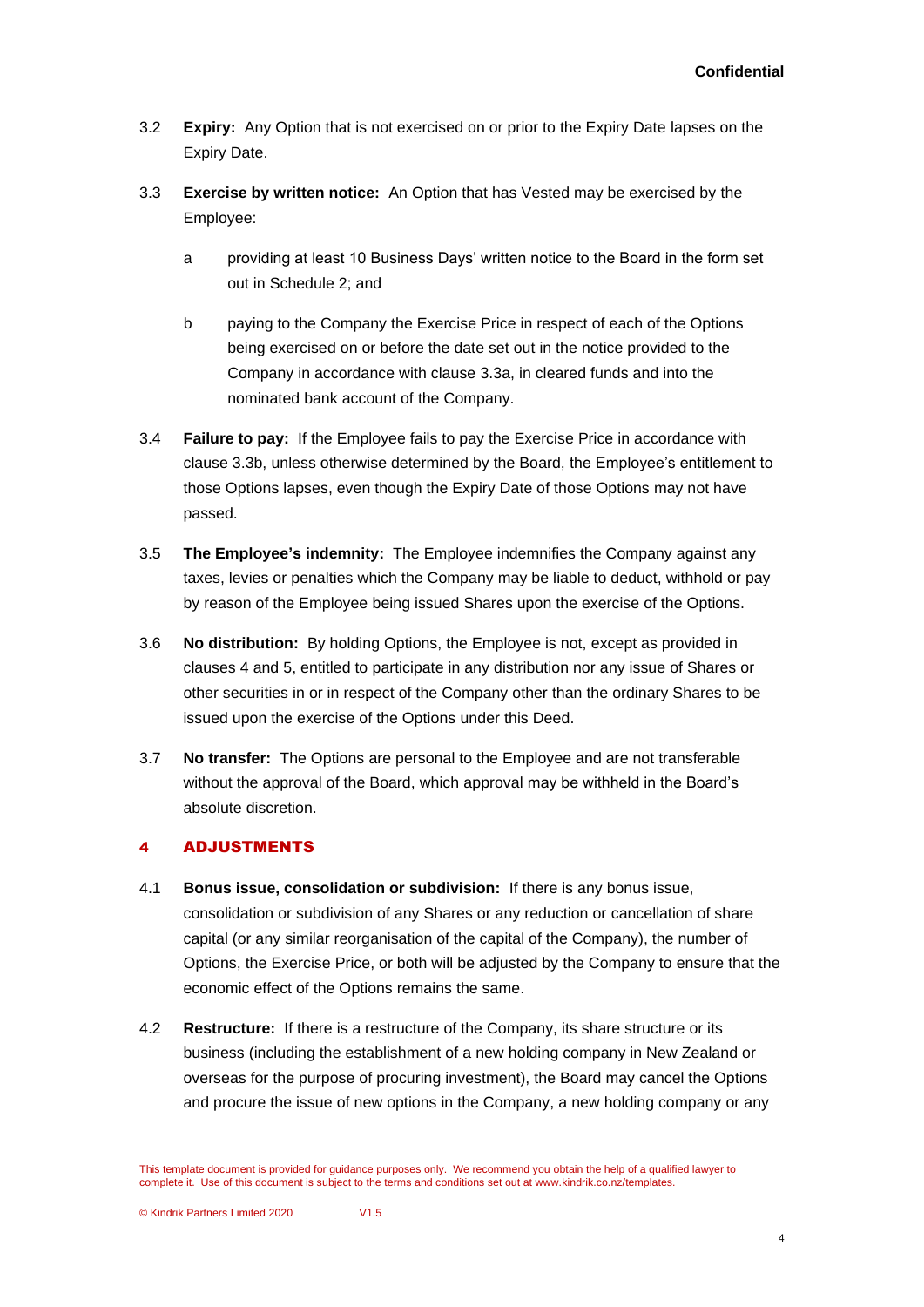3.2 **Expiry:** Any Option that is not exercised on or prior to the Expiry Date lapses on the Expiry Date.

3.3 **Exercise by written notice:** An Option that has Vested may be exercised by the Employee:

a providing at least 10 Business Days' written notice to the Board in the form set out in Schedule 2; and

b paying to the Company the Exercise Price in respect of each of the Options being exercised on or before the date set out in the notice provided to the Company in accordance with clause 3.3a, in cleared funds and into the nominated bank account of the Company.

3.4 **Failure to pay:** If the Employee fails to pay the Exercise Price in accordance with clause 3.3b, unless otherwise determined by the Board, the Employee's entitlement to those Options lapses, even though the Expiry Date of those Options may not have passed.

3.5 **The Employee's indemnity:** The Employee indemnifies the Company against any taxes, levies or penalties which the Company may be liable to deduct, withhold or pay by reason of the Employee being issued Shares upon the exercise of the Options.

3.6 **No distribution:** By holding Options, the Employee is not, except as provided in clauses 4 and 5, entitled to participate in any distribution nor any issue of Shares or other securities in or in respect of the Company other than the ordinary Shares to be issued upon the exercise of the Options under this Deed.

3.7 **No transfer:** The Options are personal to the Employee and are not transferable without the approval of the Board, which approval may be withheld in the Board's absolute discretion.

## 4 ADJUSTMENTS

4.1 **Bonus issue, consolidation or subdivision:** If there is any bonus issue, consolidation or subdivision of any Shares or any reduction or cancellation of share capital (or any similar reorganisation of the capital of the Company), the number of Options, the Exercise Price, or both will be adjusted by the Company to ensure that the economic effect of the Options remains the same.

4.2 **Restructure:** If there is a restructure of the Company, its share structure or its business (including the establishment of a new holding company in New Zealand or overseas for the purpose of procuring investment), the Board may cancel the Options and procure the issue of new options in the Company, a new holding company or any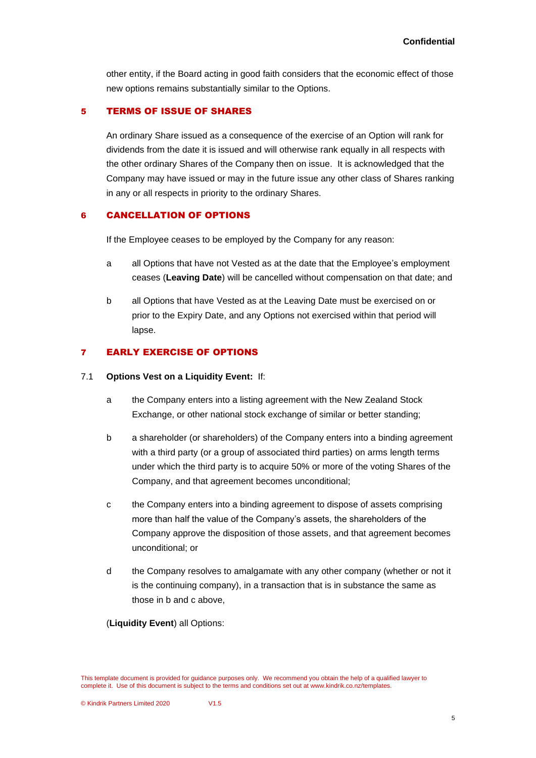other entity, if the Board acting in good faith considers that the economic effect of those new options remains substantially similar to the Options.

## 5 TERMS OF ISSUE OF SHARES

An ordinary Share issued as a consequence of the exercise of an Option will rank for dividends from the date it is issued and will otherwise rank equally in all respects with the other ordinary Shares of the Company then on issue. It is acknowledged that the Company may have issued or may in the future issue any other class of Shares ranking in any or all respects in priority to the ordinary Shares.

## 6 CANCELLATION OF OPTIONS

If the Employee ceases to be employed by the Company for any reason:

a all Options that have not Vested as at the date that the Employee's employment ceases (**Leaving Date**) will be cancelled without compensation on that date; and

b all Options that have Vested as at the Leaving Date must be exercised on or prior to the Expiry Date, and any Options not exercised within that period will lapse.

## 7 EARLY EXERCISE OF OPTIONS

7.1 **Options Vest on a Liquidity Event:** If:

a the Company enters into a listing agreement with the New Zealand Stock Exchange, or other national stock exchange of similar or better standing;

b a shareholder (or shareholders) of the Company enters into a binding agreement with a third party (or a group of associated third parties) on arms length terms under which the third party is to acquire 50% or more of the voting Shares of the Company, and that agreement becomes unconditional;

c the Company enters into a binding agreement to dispose of assets comprising more than half the value of the Company's assets, the shareholders of the Company approve the disposition of those assets, and that agreement becomes unconditional; or

d the Company resolves to amalgamate with any other company (whether or not it is the continuing company), in a transaction that is in substance the same as those in b and c above,

(**Liquidity Event**) all Options: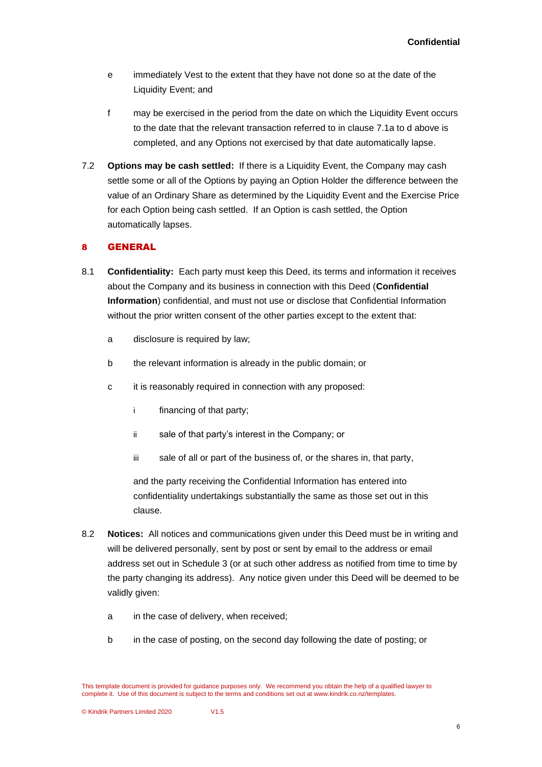e immediately Vest to the extent that they have not done so at the date of the Liquidity Event; and

f may be exercised in the period from the date on which the Liquidity Event occurs to the date that the relevant transaction referred to in clause 7.1a to d above is completed, and any Options not exercised by that date automatically lapse.

7.2 **Options may be cash settled:** If there is a Liquidity Event, the Company may cash settle some or all of the Options by paying an Option Holder the difference between the value of an Ordinary Share as determined by the Liquidity Event and the Exercise Price for each Option being cash settled. If an Option is cash settled, the Option automatically lapses.

## 8 GENERAL

8.1 **Confidentiality:** Each party must keep this Deed, its terms and information it receives about the Company and its business in connection with this Deed (**Confidential Information**) confidential, and must not use or disclose that Confidential Information without the prior written consent of the other parties except to the extent that:

a disclosure is required by law;

b the relevant information is already in the public domain; or

c it is reasonably required in connection with any proposed:

i financing of that party;

ii sale of that party's interest in the Company; or

iii sale of all or part of the business of, or the shares in, that party,

and the party receiving the Confidential Information has entered into confidentiality undertakings substantially the same as those set out in this clause.

8.2 **Notices:** All notices and communications given under this Deed must be in writing and will be delivered personally, sent by post or sent by email to the address or email address set out in Schedule 3 (or at such other address as notified from time to time by the party changing its address). Any notice given under this Deed will be deemed to be validly given:

a in the case of delivery, when received;

b in the case of posting, on the second day following the date of posting; or

This template document is provided for guidance purposes only. We recommend you obtain the help of a qualified lawyer to complete it. Use of this document is subject to the terms and conditions set out at www.kindrik.co.nz/templates.

© Kindrik Partners Limited 2020 V1.5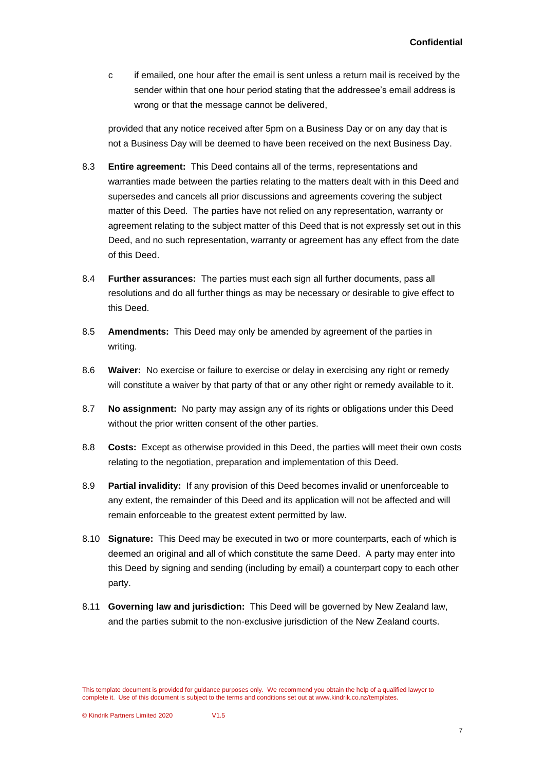c   if emailed, one hour after the email is sent unless a return mail is received by the sender within that one hour period stating that the addressee's email address is wrong or that the message cannot be delivered,

provided that any notice received after 5pm on a Business Day or on any day that is not a Business Day will be deemed to have been received on the next Business Day.

8.3 **Entire agreement:** This Deed contains all of the terms, representations and warranties made between the parties relating to the matters dealt with in this Deed and supersedes and cancels all prior discussions and agreements covering the subject matter of this Deed. The parties have not relied on any representation, warranty or agreement relating to the subject matter of this Deed that is not expressly set out in this Deed, and no such representation, warranty or agreement has any effect from the date of this Deed.

8.4 **Further assurances:** The parties must each sign all further documents, pass all resolutions and do all further things as may be necessary or desirable to give effect to this Deed.

8.5 **Amendments:** This Deed may only be amended by agreement of the parties in writing.

8.6 **Waiver:** No exercise or failure to exercise or delay in exercising any right or remedy will constitute a waiver by that party of that or any other right or remedy available to it.

8.7 **No assignment:** No party may assign any of its rights or obligations under this Deed without the prior written consent of the other parties.

8.8 **Costs:** Except as otherwise provided in this Deed, the parties will meet their own costs relating to the negotiation, preparation and implementation of this Deed.

8.9 **Partial invalidity:** If any provision of this Deed becomes invalid or unenforceable to any extent, the remainder of this Deed and its application will not be affected and will remain enforceable to the greatest extent permitted by law.

8.10 **Signature:** This Deed may be executed in two or more counterparts, each of which is deemed an original and all of which constitute the same Deed. A party may enter into this Deed by signing and sending (including by email) a counterpart copy to each other party.

8.11 **Governing law and jurisdiction:** This Deed will be governed by New Zealand law, and the parties submit to the non-exclusive jurisdiction of the New Zealand courts.

This template document is provided for guidance purposes only. We recommend you obtain the help of a qualified lawyer to complete it. Use of this document is subject to the terms and conditions set out at www.kindrik.co.nz/templates.

© Kindrik Partners Limited 2020 V1.5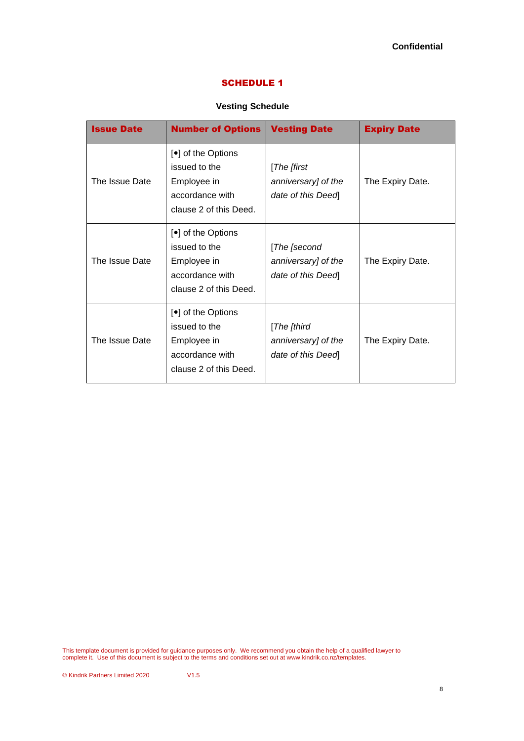Confidential

# SCHEDULE 1

## Vesting Schedule

| Issue Date | Number of Options | Vesting Date | Expiry Date |
|---|---|---|---|
| The Issue Date | [•] of the Options issued to the Employee in accordance with clause 2 of this Deed. | [*The [first anniversary] of the date of this Deed*] | The Expiry Date. |
| The Issue Date | [•] of the Options issued to the Employee in accordance with clause 2 of this Deed. | [*The [second anniversary] of the date of this Deed*] | The Expiry Date. |
| The Issue Date | [•] of the Options issued to the Employee in accordance with clause 2 of this Deed. | [*The [third anniversary] of the date of this Deed*] | The Expiry Date. |

This template document is provided for guidance purposes only. We recommend you obtain the help of a qualified lawyer to complete it. Use of this document is subject to the terms and conditions set out at www.kindrik.co.nz/templates.

© Kindrik Partners Limited 2020 V1.5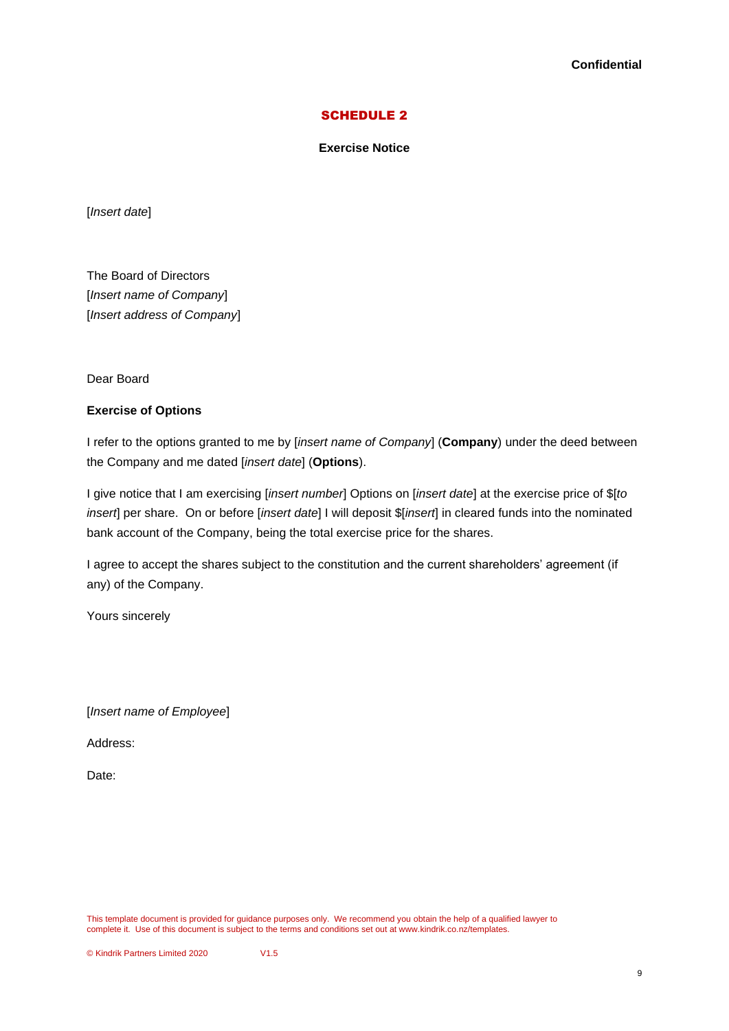**Confidential**

# SCHEDULE 2

**Exercise Notice**

[*Insert date*]

The Board of Directors
[*Insert name of Company*]
[*Insert address of Company*]

Dear Board

**Exercise of Options**

I refer to the options granted to me by [*insert name of Company*] (**Company**) under the deed between the Company and me dated [*insert date*] (**Options**).

I give notice that I am exercising [*insert number*] Options on [*insert date*] at the exercise price of $[*to insert*] per share. On or before [*insert date*] I will deposit $[*insert*] in cleared funds into the nominated bank account of the Company, being the total exercise price for the shares.

I agree to accept the shares subject to the constitution and the current shareholders' agreement (if any) of the Company.

Yours sincerely

[*Insert name of Employee*]

Address:

Date:

This template document is provided for guidance purposes only. We recommend you obtain the help of a qualified lawyer to complete it. Use of this document is subject to the terms and conditions set out at www.kindrik.co.nz/templates.

© Kindrik Partners Limited 2020 V1.5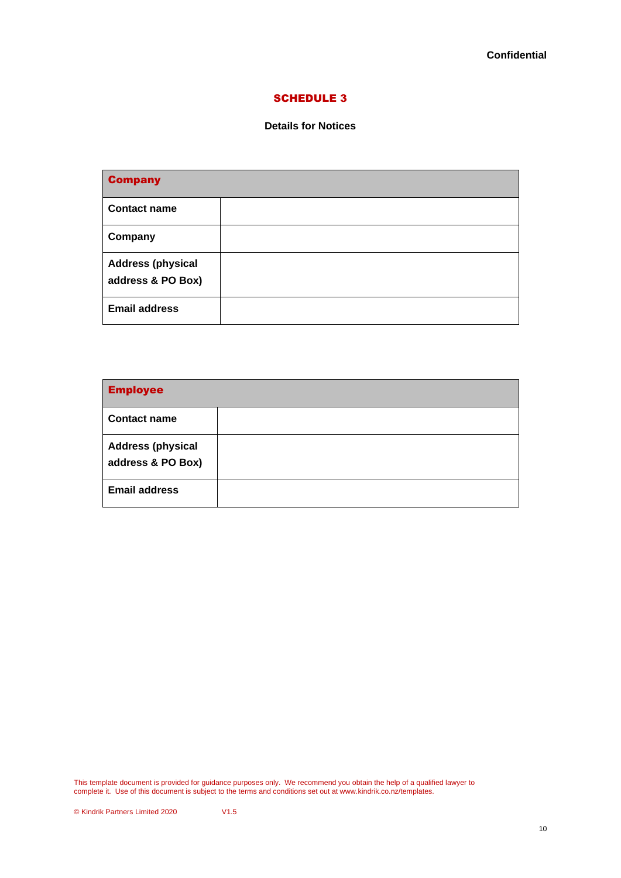Confidential

# SCHEDULE 3

**Details for Notices**

| **Company** | |
|---|---|
| **Contact name** | |
| **Company** | |
| **Address (physical address & PO Box)** | |
| **Email address** | |

| **Employee** | |
|---|---|
| **Contact name** | |
| **Address (physical address & PO Box)** | |
| **Email address** | |

This template document is provided for guidance purposes only. We recommend you obtain the help of a qualified lawyer to complete it. Use of this document is subject to the terms and conditions set out at www.kindrik.co.nz/templates.

© Kindrik Partners Limited 2020 V1.5